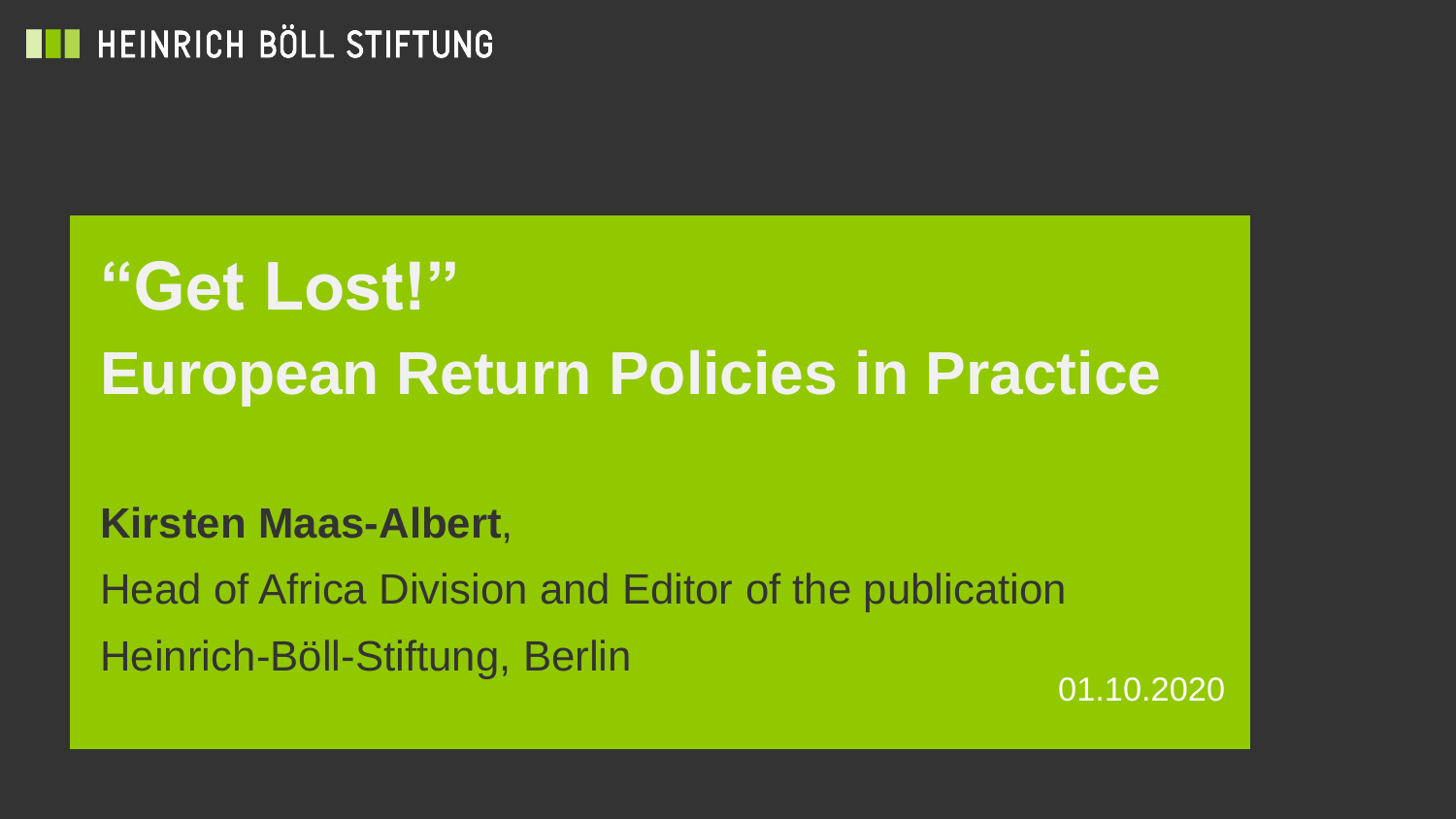HEINRICH BÖLL STIFTUNG

# "Get Lost!"
# European Return Policies in Practice

**Kirsten Maas-Albert**,

Head of Africa Division and Editor of the publication

Heinrich-Böll-Stiftung, Berlin

01.10.2020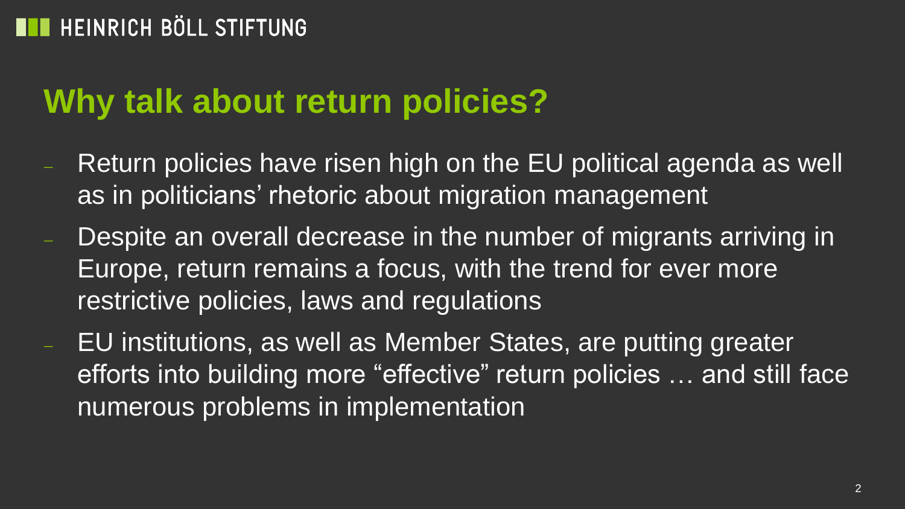## Why talk about return policies?

- Return policies have risen high on the EU political agenda as well as in politicians' rhetoric about migration management
- Despite an overall decrease in the number of migrants arriving in Europe, return remains a focus, with the trend for ever more restrictive policies, laws and regulations
- EU institutions, as well as Member States, are putting greater efforts into building more "effective" return policies … and still face numerous problems in implementation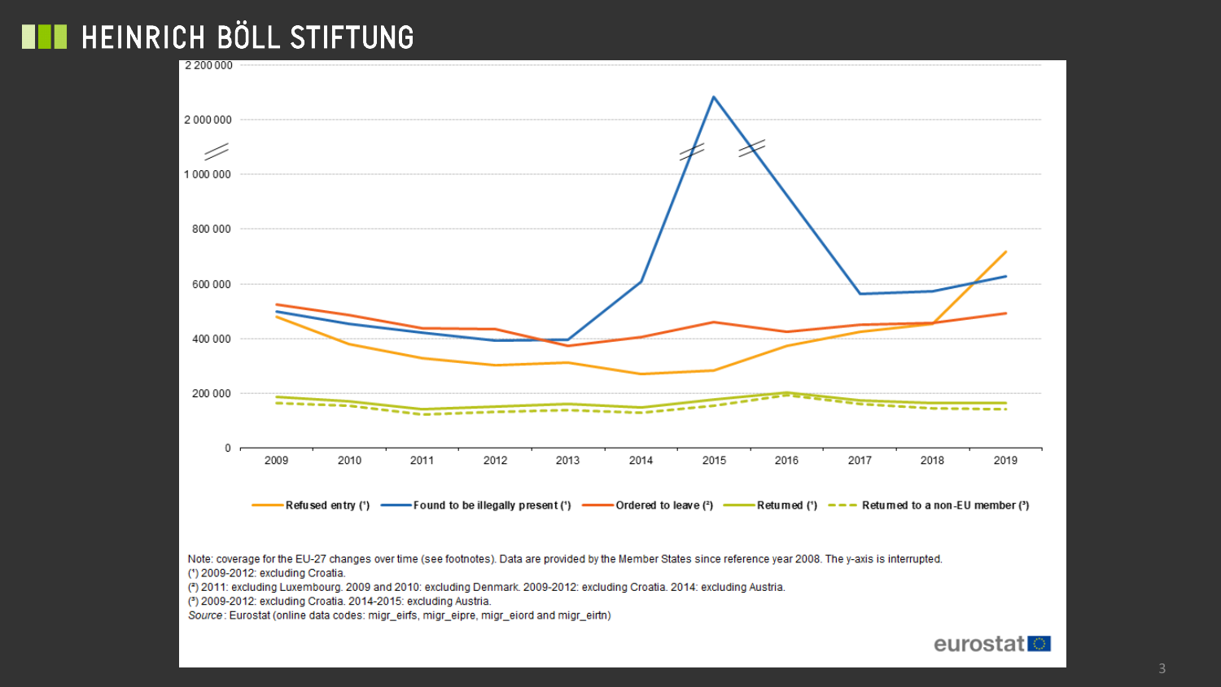Refused entry (¹) | Found to be illegally present (¹) | Ordered to leave (²) | Returned (¹) | Returned to a non-EU member (³)

Note: coverage for the EU-27 changes over time (see footnotes). Data are provided by the Member States since reference year 2008. The y-axis is interrupted.
(¹) 2009-2012: excluding Croatia.
(²) 2011: excluding Luxembourg. 2009 and 2010: excluding Denmark. 2009-2012: excluding Croatia. 2014: excluding Austria.
(³) 2009-2012: excluding Croatia. 2014-2015: excluding Austria.
*Source*: Eurostat (online data codes: migr_eirfs, migr_eipre, migr_eiord and migr_eirtn)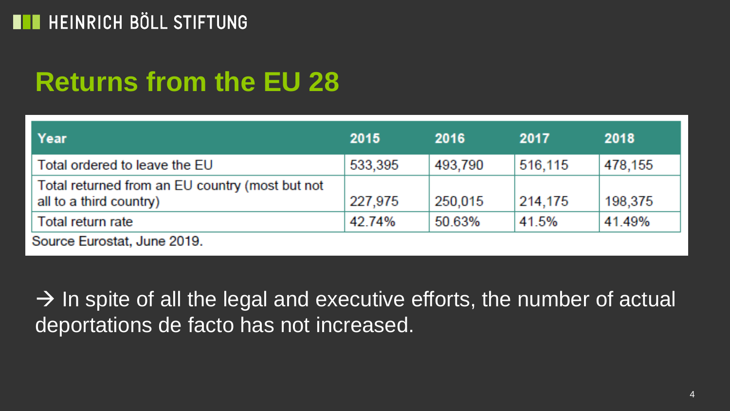## Returns from the EU 28

| Year | 2015 | 2016 | 2017 | 2018 |
|---|---|---|---|---|
| Total ordered to leave the EU | 533,395 | 493,790 | 516,115 | 478,155 |
| Total returned from an EU country (most but not all to a third country) | 227,975 | 250,015 | 214,175 | 198,375 |
| Total return rate | 42.74% | 50.63% | 41.5% | 41.49% |

Source Eurostat, June 2019.

→ In spite of all the legal and executive efforts, the number of actual deportations de facto has not increased.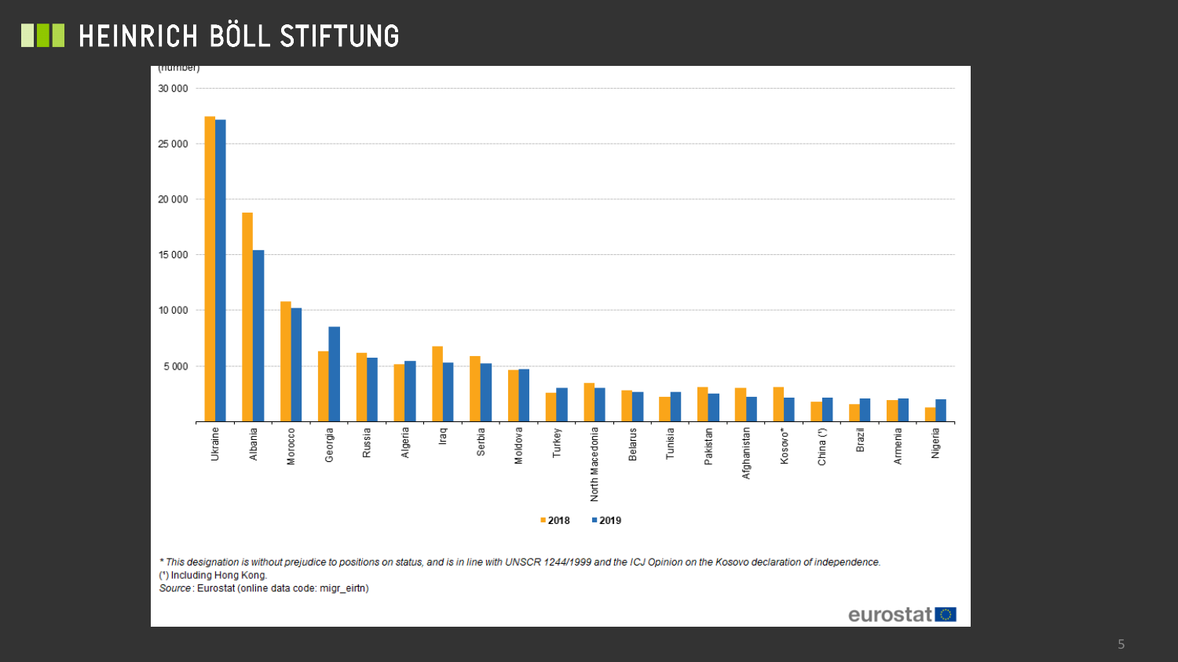(number)

30 000

25 000

20 000

15 000

10 000

5 000

Ukraine, Albania, Morocco, Georgia, Russia, Algeria, Iraq, Serbia, Moldova, Turkey, North Macedonia, Belarus, Tunisia, Pakistan, Afghanistan, Kosovo*, China (¹), Brazil, Armenia, Nigeria

2018 2019

*This designation is without prejudice to positions on status, and is in line with UNSCR 1244/1999 and the ICJ Opinion on the Kosovo declaration of independence.*

(¹) Including Hong Kong.

*Source*: Eurostat (online data code: migr_eirtn)

eurostat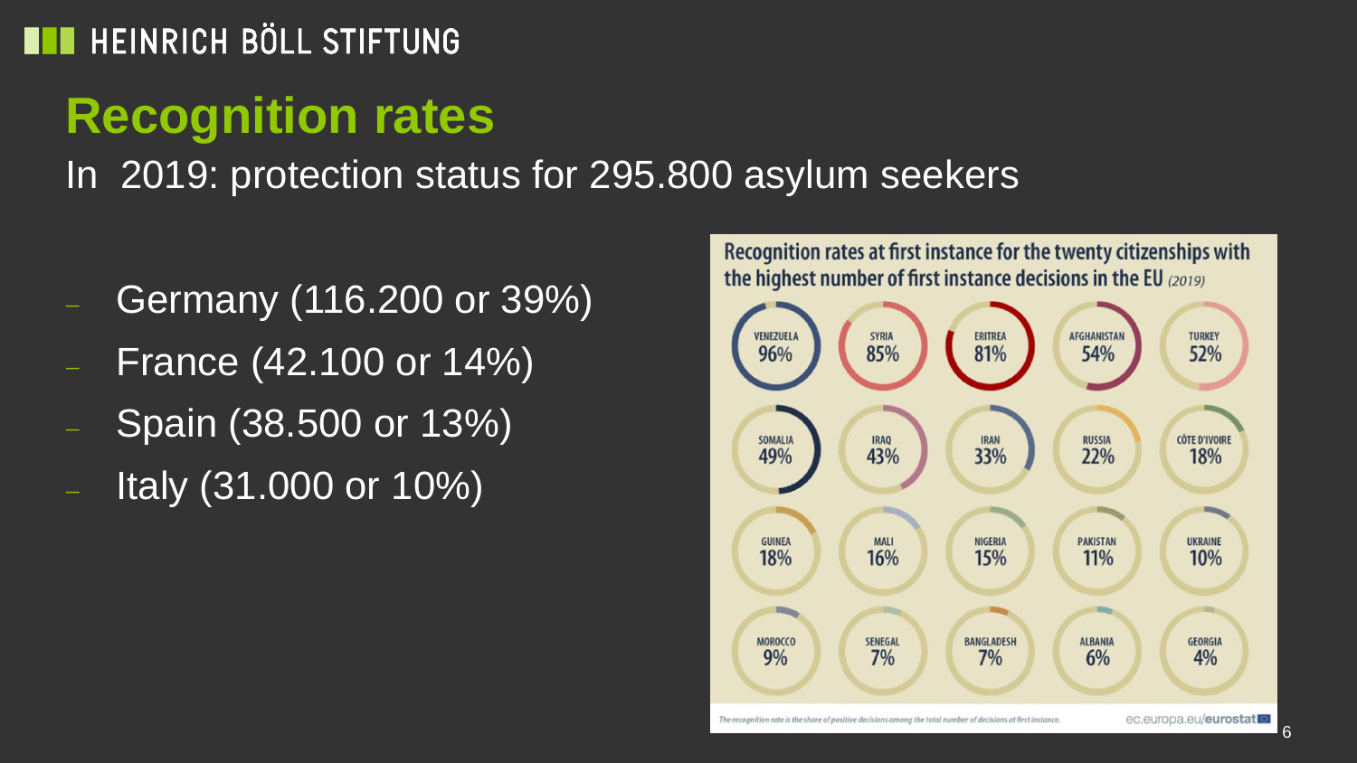## Recognition rates

In 2019: protection status for 295.800 asylum seekers

- Germany (116.200 or 39%)
- France (42.100 or 14%)
- Spain (38.500 or 13%)
- Italy (31.000 or 10%)

**Recognition rates at first instance for the twenty citizenships with the highest number of first instance decisions in the EU** *(2019)*

| Citizenship | Recognition rate |
| --- | --- |
| Venezuela | 96% |
| Syria | 85% |
| Eritrea | 81% |
| Afghanistan | 54% |
| Turkey | 52% |
| Somalia | 49% |
| Iraq | 43% |
| Iran | 33% |
| Russia | 22% |
| Côte d'Ivoire | 18% |
| Guinea | 18% |
| Mali | 16% |
| Nigeria | 15% |
| Pakistan | 11% |
| Ukraine | 10% |
| Morocco | 9% |
| Senegal | 7% |
| Bangladesh | 7% |
| Albania | 6% |
| Georgia | 4% |

*The recognition rate is the share of positive decisions among the total number of decisions at first instance.*

ec.europa.eu/eurostat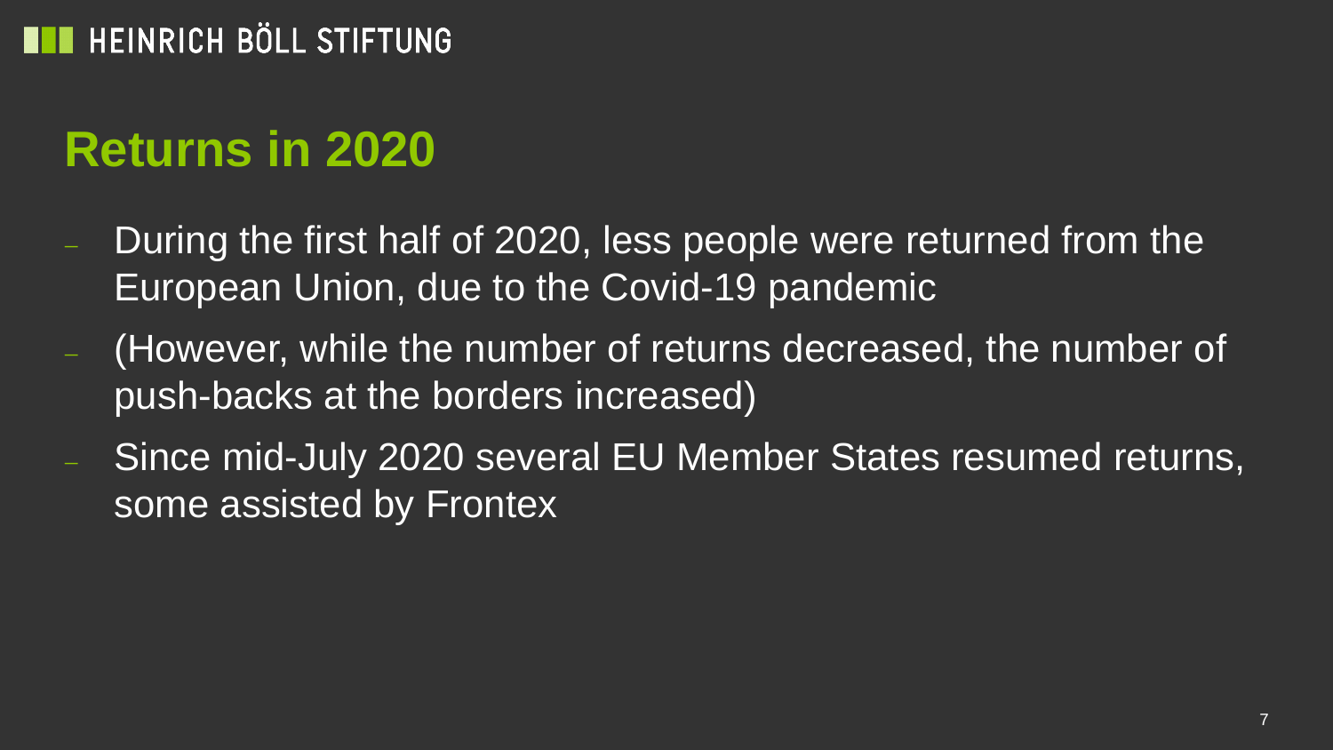# Returns in 2020

- During the first half of 2020, less people were returned from the European Union, due to the Covid-19 pandemic
- (However, while the number of returns decreased, the number of push-backs at the borders increased)
- Since mid-July 2020 several EU Member States resumed returns, some assisted by Frontex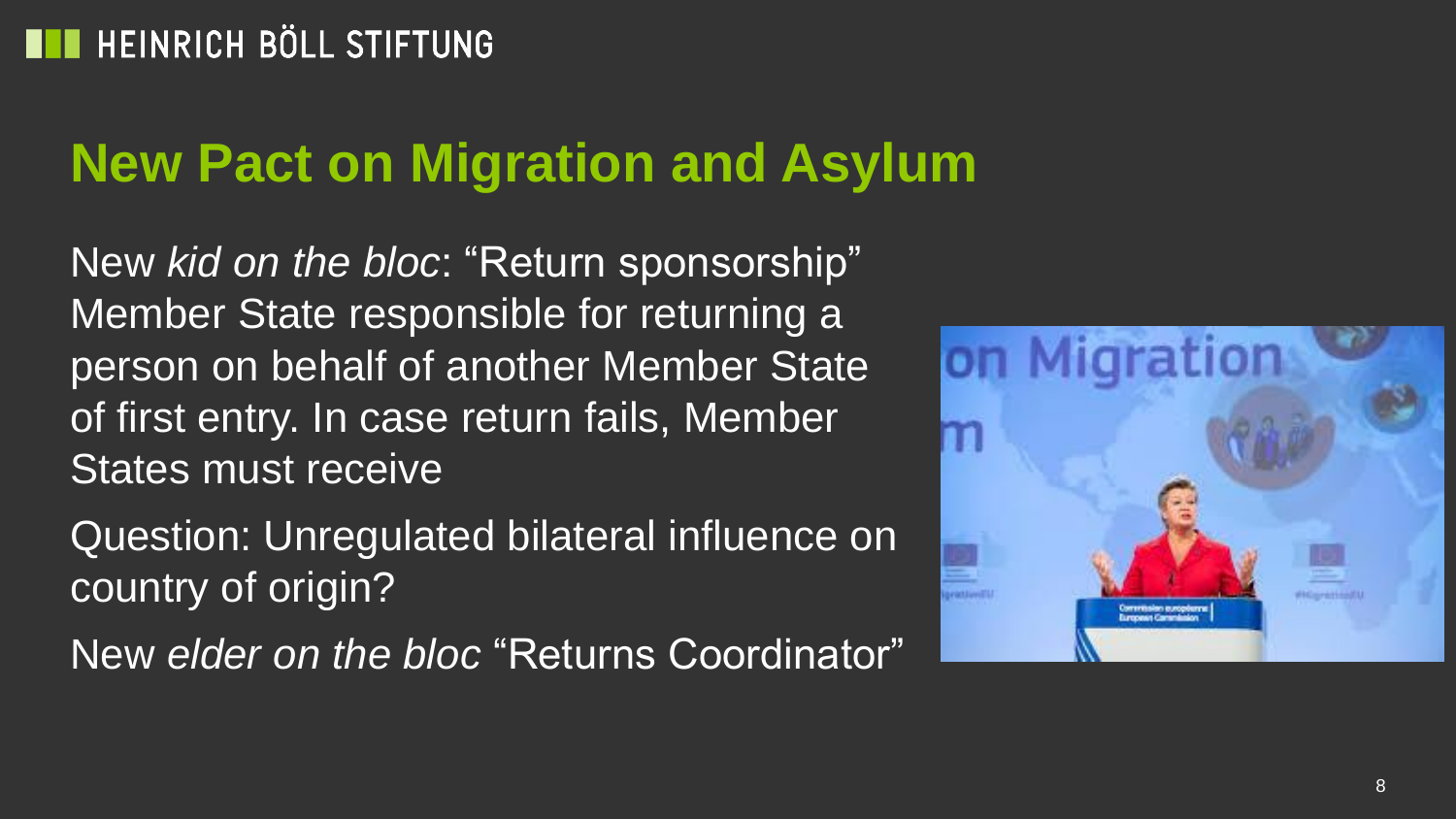# New Pact on Migration and Asylum

New *kid on the bloc*: “Return sponsorship” Member State responsible for returning a person on behalf of another Member State of first entry. In case return fails, Member States must receive

Question: Unregulated bilateral influence on country of origin?

New *elder on the bloc* “Returns Coordinator”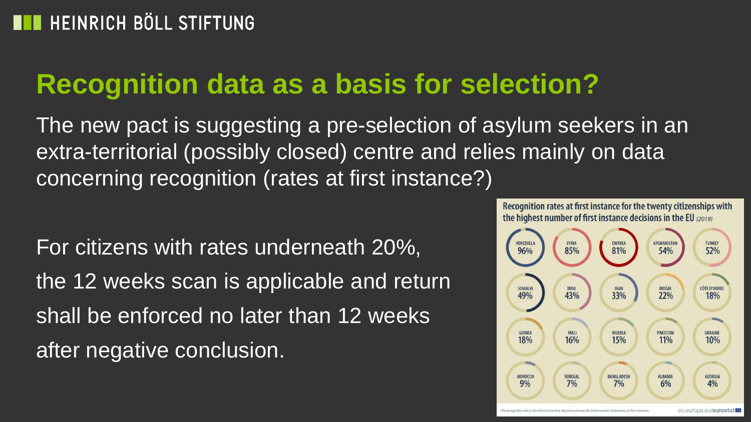# Recognition data as a basis for selection?

The new pact is suggesting a pre-selection of asylum seekers in an extra-territorial (possibly closed) centre and relies mainly on data concerning recognition (rates at first instance?)

For citizens with rates underneath 20%, the 12 weeks scan is applicable and return shall be enforced no later than 12 weeks after negative conclusion.

**Recognition rates at first instance for the twenty citizenships with the highest number of first instance decisions in the EU** *(2019)*

| | | | | |
|---|---|---|---|---|
| VENEZUELA 96% | SYRIA 85% | ERITREA 81% | AFGHANISTAN 54% | TURKEY 52% |
| SOMALIA 49% | IRAQ 43% | IRAN 33% | RUSSIA 22% | CÔTE D'IVOIRE 18% |
| GUINEA 18% | MALI 16% | NIGERIA 15% | PAKISTAN 11% | UKRAINE 10% |
| MOROCCO 9% | SENEGAL 7% | BANGLADESH 7% | ALBANIA 6% | GEORGIA 4% |

*The recognition rate is the share of positive decisions among the total number of decisions at first instance.*

ec.europa.eu/eurostat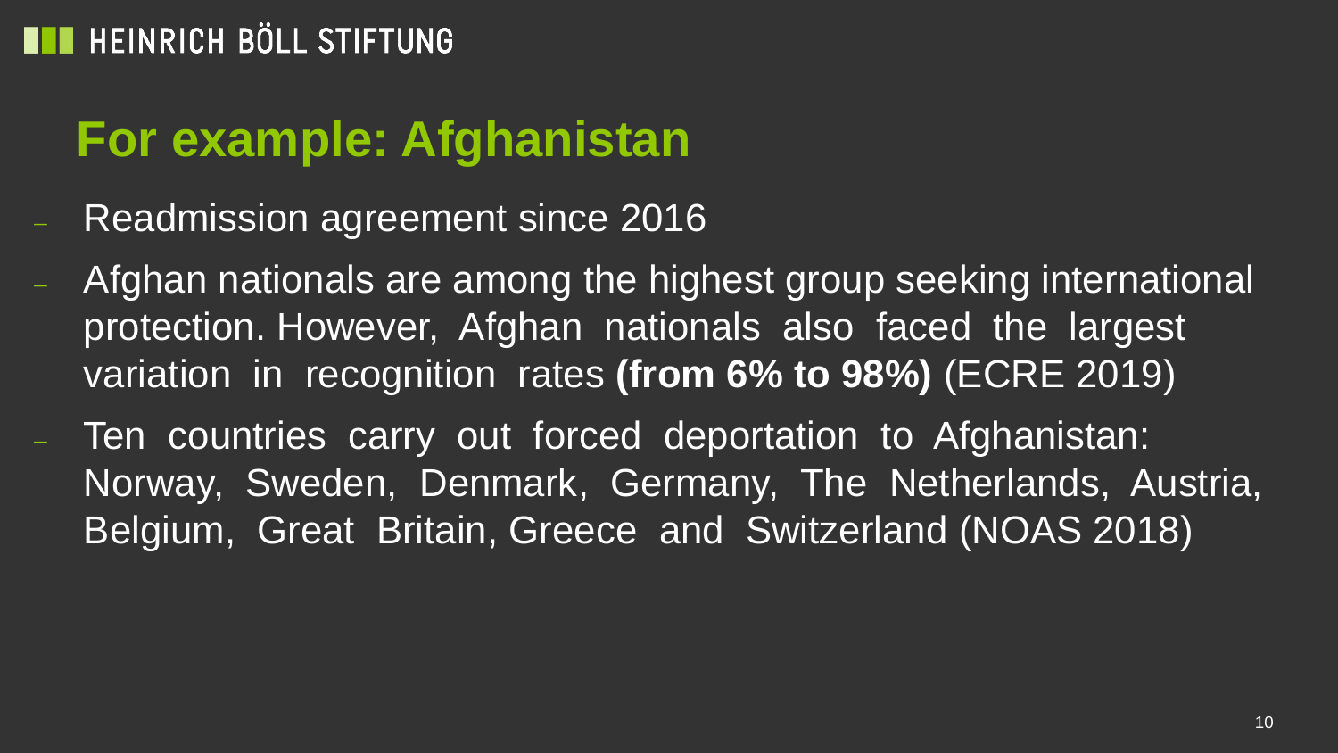## For example: Afghanistan

- Readmission agreement since 2016
- Afghan nationals are among the highest group seeking international protection. However, Afghan nationals also faced the largest variation in recognition rates **(from 6% to 98%)** (ECRE 2019)
- Ten countries carry out forced deportation to Afghanistan: Norway, Sweden, Denmark, Germany, The Netherlands, Austria, Belgium, Great Britain, Greece and Switzerland (NOAS 2018)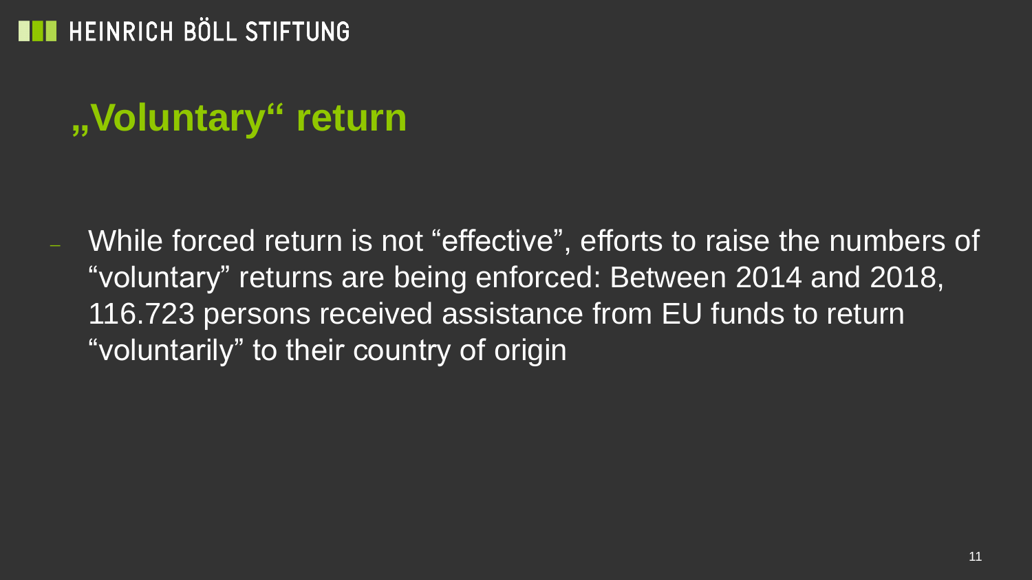# „Voluntary“ return

- While forced return is not “effective”, efforts to raise the numbers of “voluntary” returns are being enforced: Between 2014 and 2018, 116.723 persons received assistance from EU funds to return “voluntarily” to their country of origin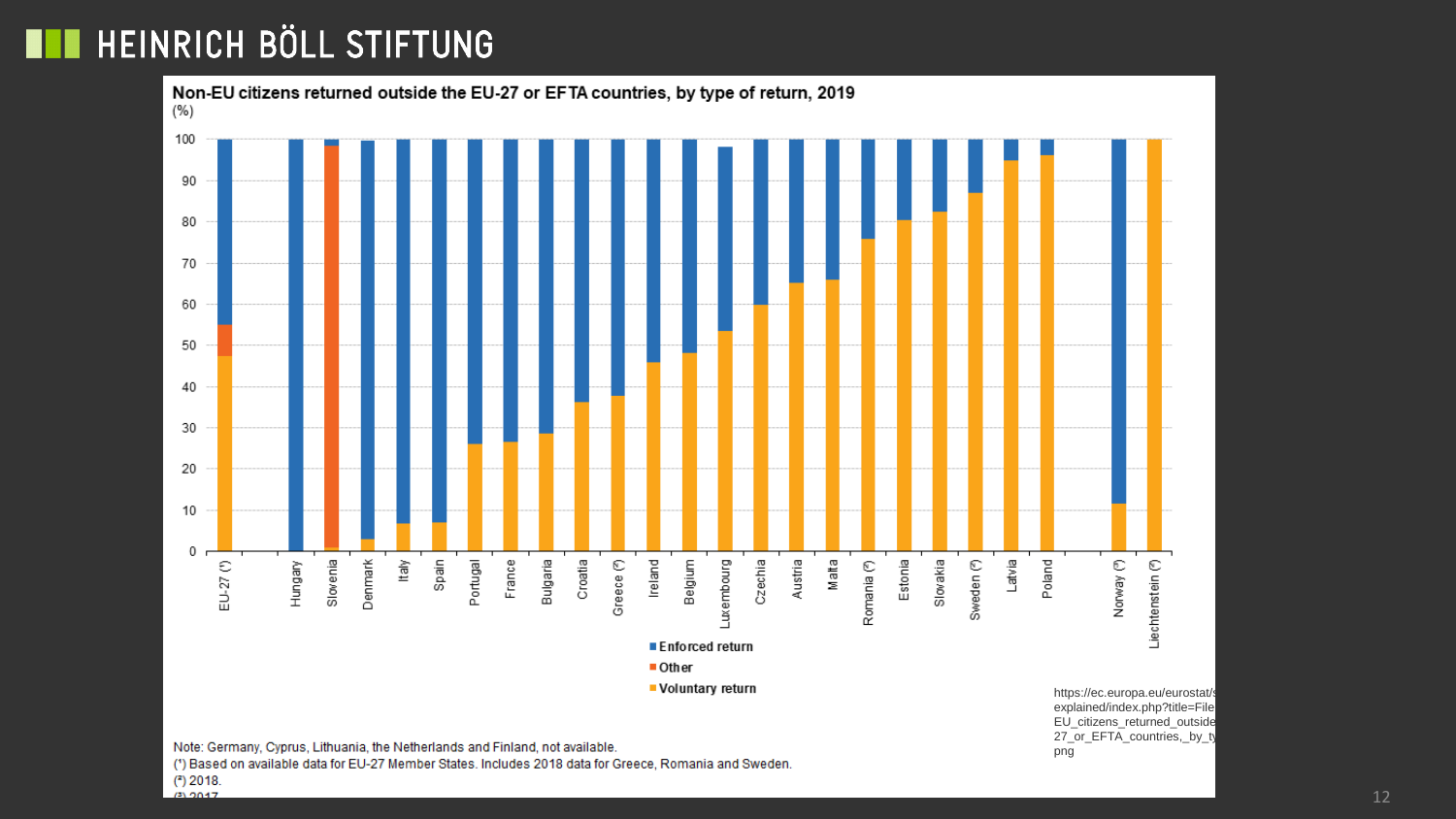# HEINRICH BÖLL STIFTUNG

**Non-EU citizens returned outside the EU-27 or EFTA countries, by type of return, 2019**

(%)

Enforced return / Other / Voluntary return

EU-27 (¹), Hungary, Slovenia, Denmark, Italy, Spain, Portugal, France, Bulgaria, Croatia, Greece (²), Ireland, Belgium, Luxembourg, Czechia, Austria, Malta, Romania (²), Estonia, Slovakia, Sweden (²), Latvia, Poland, Norway (³), Liechtenstein (³)

Note: Germany, Cyprus, Lithuania, the Netherlands and Finland, not available.

(¹) Based on available data for EU-27 Member States. Includes 2018 data for Greece, Romania and Sweden.

(²) 2018.

(³) 2017.

https://ec.europa.eu/eurostat/statistics-explained/index.php?title=File:Non-EU_citizens_returned_outside_the_EU-27_or_EFTA_countries,_by_type_of_return,_2019.png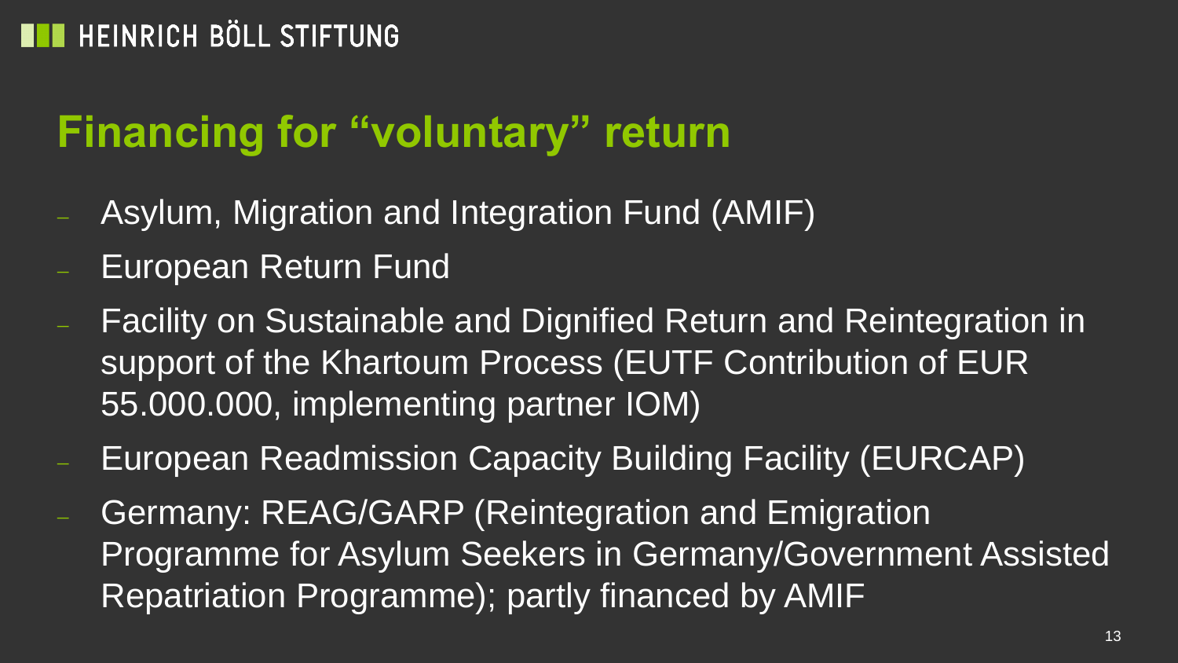## Financing for “voluntary” return

- Asylum, Migration and Integration Fund (AMIF)
- European Return Fund
- Facility on Sustainable and Dignified Return and Reintegration in support of the Khartoum Process (EUTF Contribution of EUR 55.000.000, implementing partner IOM)
- European Readmission Capacity Building Facility (EURCAP)
- Germany: REAG/GARP (Reintegration and Emigration Programme for Asylum Seekers in Germany/Government Assisted Repatriation Programme); partly financed by AMIF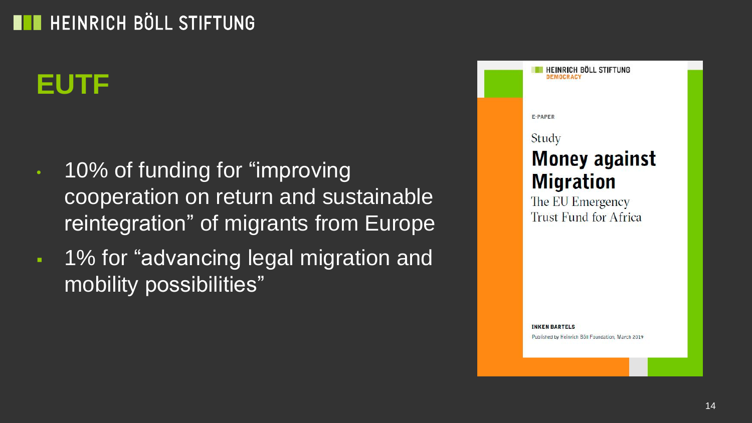# EUTF

- 10% of funding for "improving cooperation on return and sustainable reintegration" of migrants from Europe
- 1% for "advancing legal migration and mobility possibilities"

HEINRICH BÖLL STIFTUNG
DEMOCRACY

E-PAPER

Study

**Money against Migration**

The EU Emergency Trust Fund for Africa

**INKEN BARTELS**

Published by Heinrich Böll Foundation, March 2019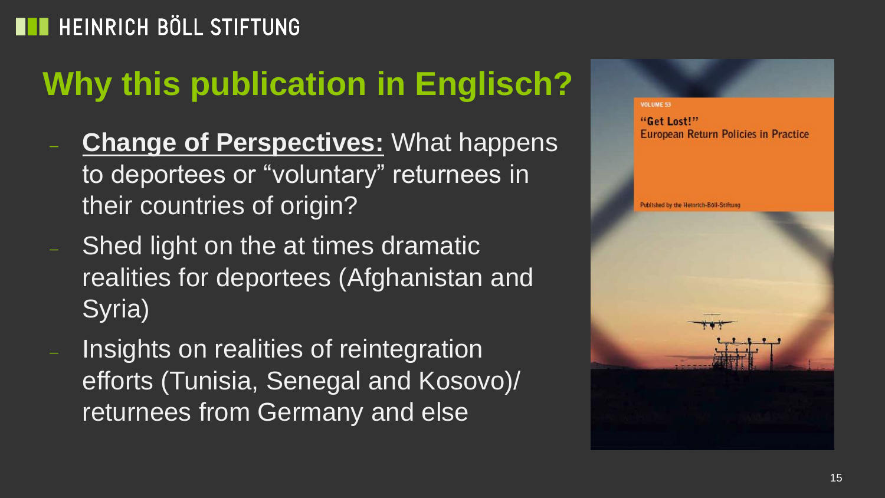HEINRICH BÖLL STIFTUNG

# Why this publication in Englisch?

- **Change of Perspectives:** What happens to deportees or "voluntary" returnees in their countries of origin?
- Shed light on the at times dramatic realities for deportees (Afghanistan and Syria)
- Insights on realities of reintegration efforts (Tunisia, Senegal and Kosovo)/ returnees from Germany and else

VOLUME 53

"Get Lost!"
European Return Policies in Practice

Published by the Heinrich-Böll-Stiftung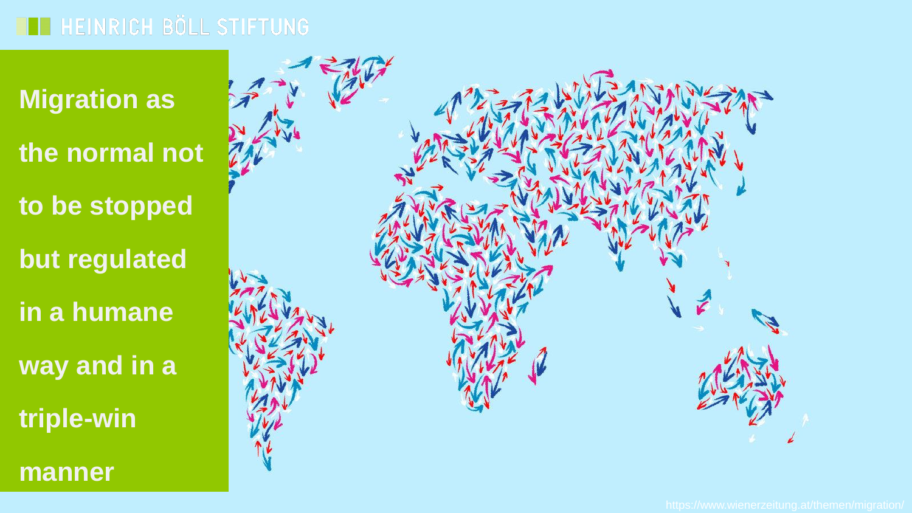**Migration as the normal not to be stopped but regulated in a humane way and in a triple-win manner**

https://www.wienerzeitung.at/themen/migration/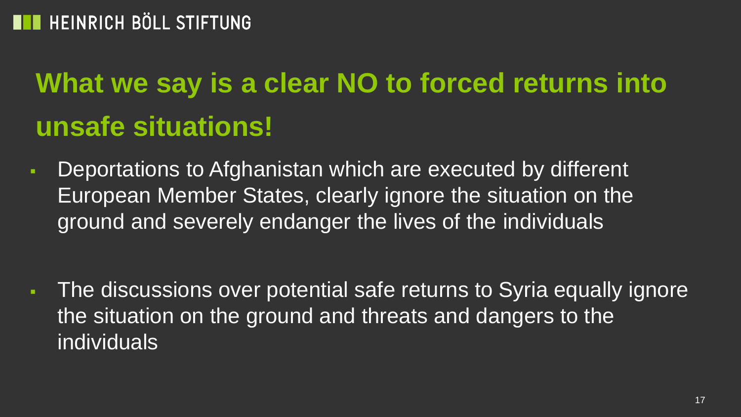## What we say is a clear NO to forced returns into unsafe situations!

- Deportations to Afghanistan which are executed by different European Member States, clearly ignore the situation on the ground and severely endanger the lives of the individuals

- The discussions over potential safe returns to Syria equally ignore the situation on the ground and threats and dangers to the individuals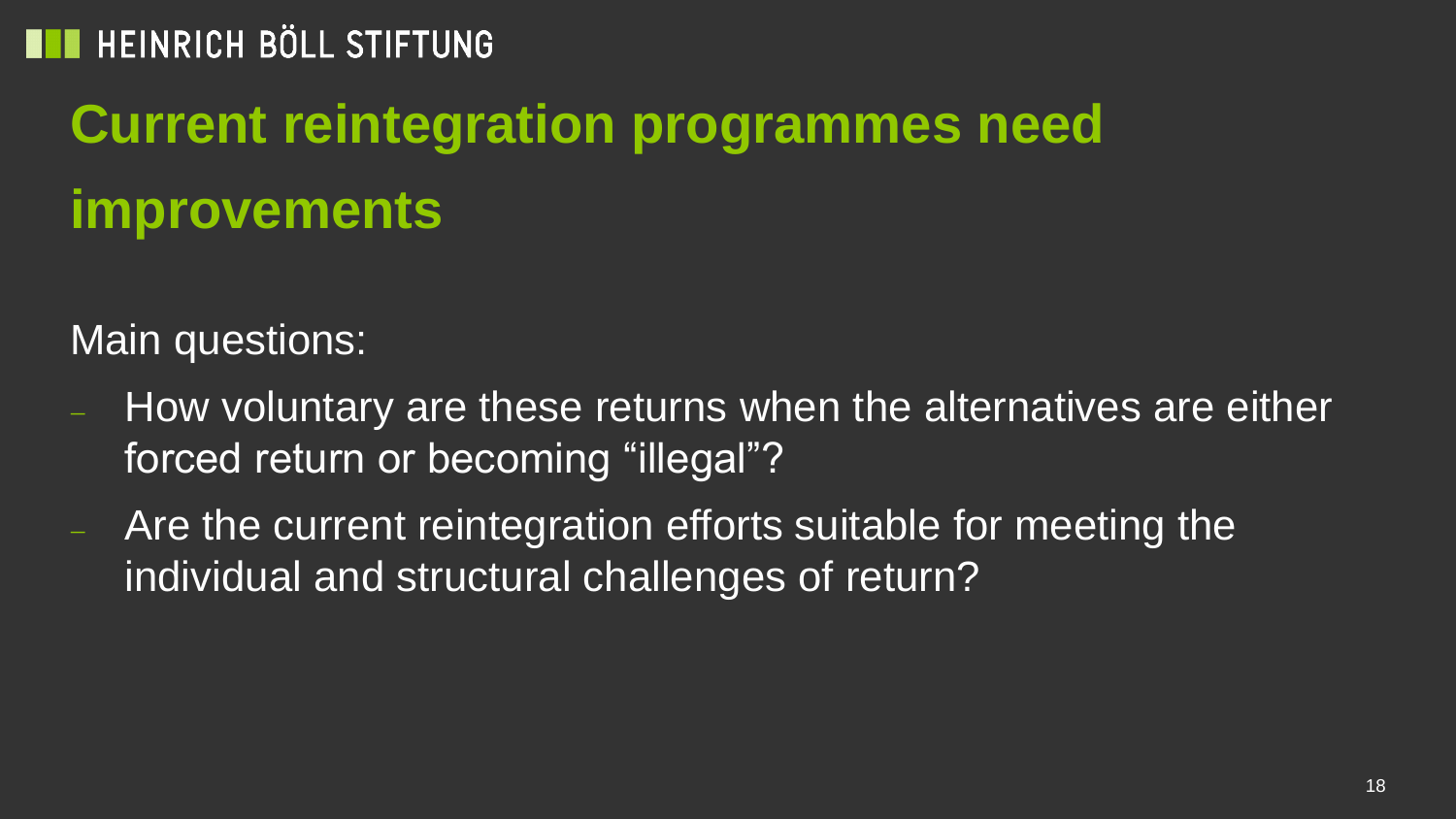# Current reintegration programmes need improvements

Main questions:

- How voluntary are these returns when the alternatives are either forced return or becoming “illegal”?
- Are the current reintegration efforts suitable for meeting the individual and structural challenges of return?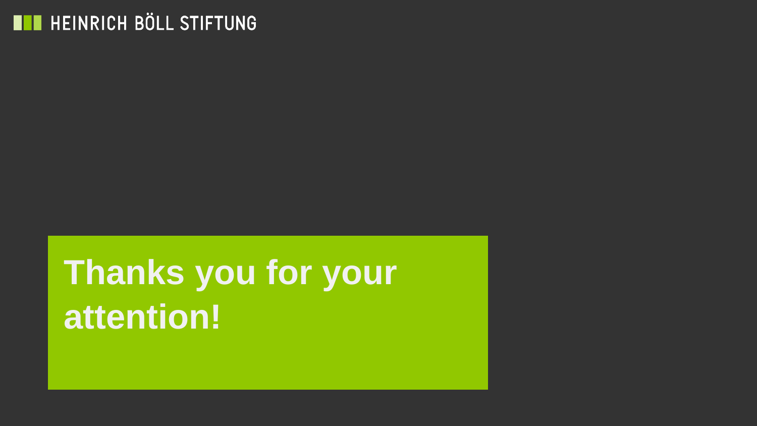HEINRICH BÖLL STIFTUNG

# Thanks you for your attention!